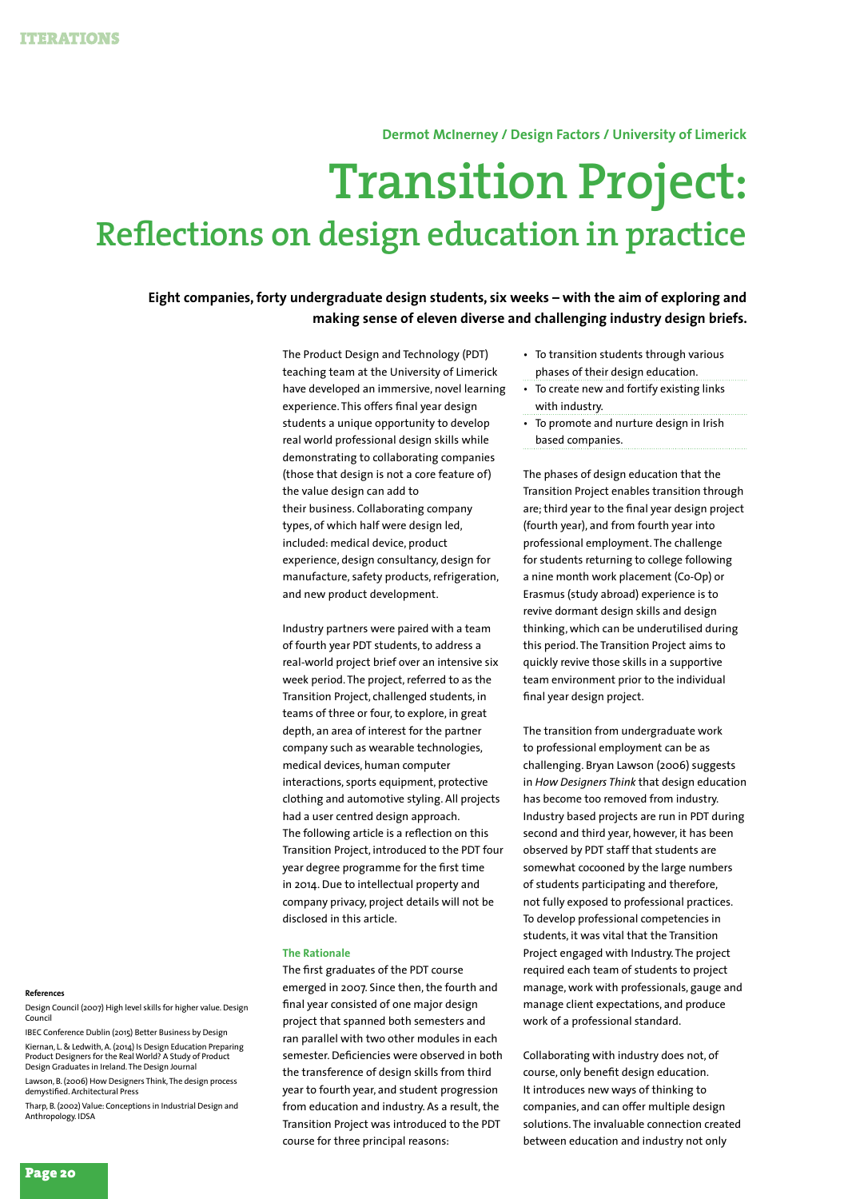Dermot McInerney / Design Factors / University of Limerick

# Transition Project:
## Reflections on design education in practice

**Eight companies, forty undergraduate design students, six weeks – with the aim of exploring and making sense of eleven diverse and challenging industry design briefs.**

The Product Design and Technology (PDT) teaching team at the University of Limerick have developed an immersive, novel learning experience. This offers final year design students a unique opportunity to develop real world professional design skills while demonstrating to collaborating companies (those that design is not a core feature of) the value design can add to their business. Collaborating company types, of which half were design led, included: medical device, product experience, design consultancy, design for manufacture, safety products, refrigeration, and new product development.

Industry partners were paired with a team of fourth year PDT students, to address a real-world project brief over an intensive six week period. The project, referred to as the Transition Project, challenged students, in teams of three or four, to explore, in great depth, an area of interest for the partner company such as wearable technologies, medical devices, human computer interactions, sports equipment, protective clothing and automotive styling. All projects had a user centred design approach. The following article is a reflection on this Transition Project, introduced to the PDT four year degree programme for the first time in 2014. Due to intellectual property and company privacy, project details will not be disclosed in this article.

### The Rationale

The first graduates of the PDT course emerged in 2007. Since then, the fourth and final year consisted of one major design project that spanned both semesters and ran parallel with two other modules in each semester. Deficiencies were observed in both the transference of design skills from third year to fourth year, and student progression from education and industry. As a result, the Transition Project was introduced to the PDT course for three principal reasons:

- To transition students through various phases of their design education.
- To create new and fortify existing links with industry.
- To promote and nurture design in Irish based companies.

The phases of design education that the Transition Project enables transition through are; third year to the final year design project (fourth year), and from fourth year into professional employment. The challenge for students returning to college following a nine month work placement (Co-Op) or Erasmus (study abroad) experience is to revive dormant design skills and design thinking, which can be underutilised during this period. The Transition Project aims to quickly revive those skills in a supportive team environment prior to the individual final year design project.

The transition from undergraduate work to professional employment can be as challenging. Bryan Lawson (2006) suggests in *How Designers Think* that design education has become too removed from industry. Industry based projects are run in PDT during second and third year, however, it has been observed by PDT staff that students are somewhat cocooned by the large numbers of students participating and therefore, not fully exposed to professional practices. To develop professional competencies in students, it was vital that the Transition Project engaged with Industry. The project required each team of students to project manage, work with professionals, gauge and manage client expectations, and produce work of a professional standard.

Collaborating with industry does not, of course, only benefit design education. It introduces new ways of thinking to companies, and can offer multiple design solutions. The invaluable connection created between education and industry not only

#### References

Design Council (2007) High level skills for higher value. Design Council

IBEC Conference Dublin (2015) Better Business by Design

Kiernan, L. & Ledwith, A. (2014) Is Design Education Preparing Product Designers for the Real World? A Study of Product Design Graduates in Ireland. The Design Journal

Lawson, B. (2006) How Designers Think, The design process demystified. Architectural Press

Tharp, B. (2002) Value: Conceptions in Industrial Design and Anthropology. IDSA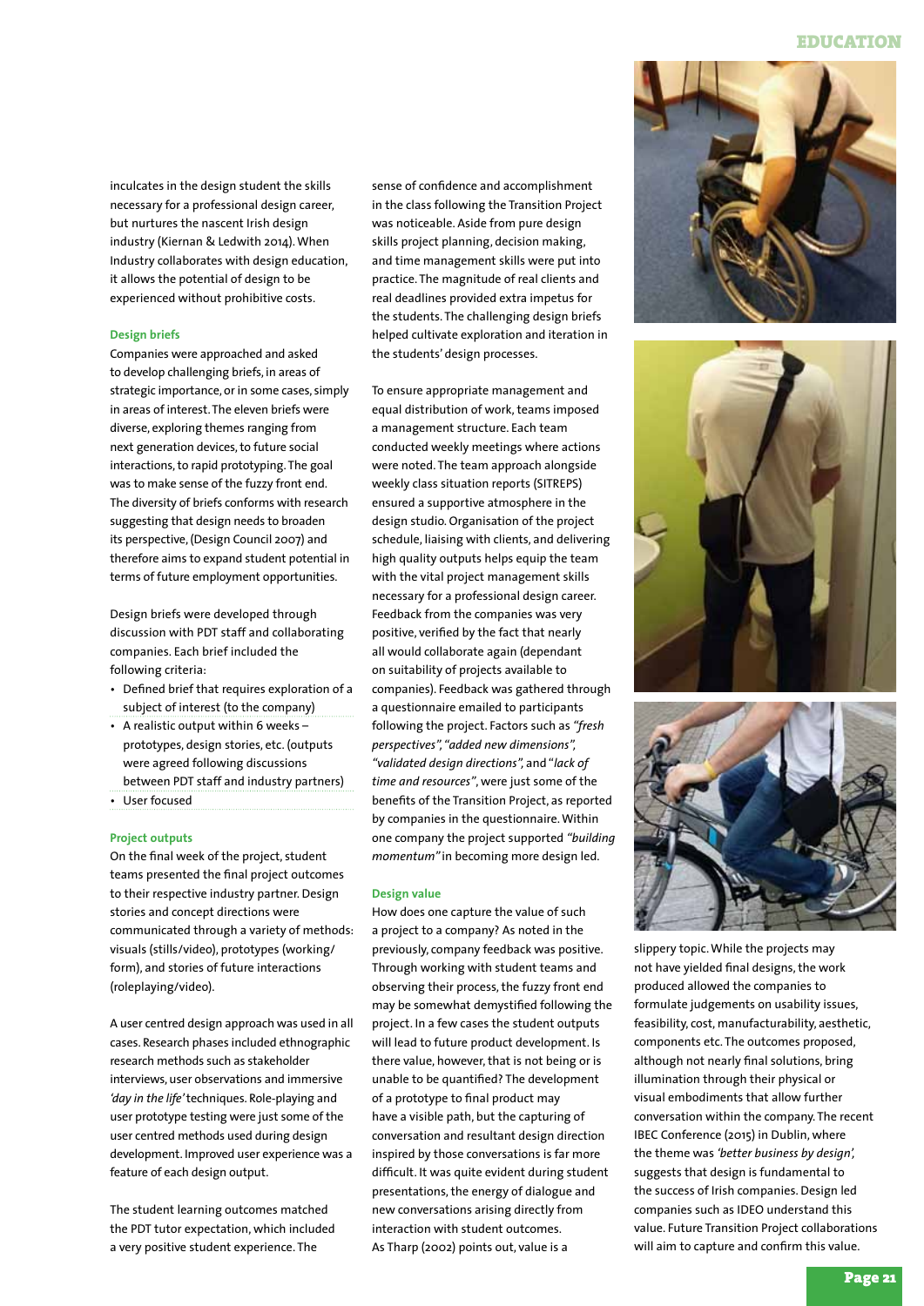inculcates in the design student the skills necessary for a professional design career, but nurtures the nascent Irish design industry (Kiernan & Ledwith 2014). When Industry collaborates with design education, it allows the potential of design to be experienced without prohibitive costs.

### Design briefs

Companies were approached and asked to develop challenging briefs, in areas of strategic importance, or in some cases, simply in areas of interest. The eleven briefs were diverse, exploring themes ranging from next generation devices, to future social interactions, to rapid prototyping. The goal was to make sense of the fuzzy front end. The diversity of briefs conforms with research suggesting that design needs to broaden its perspective, (Design Council 2007) and therefore aims to expand student potential in terms of future employment opportunities.

Design briefs were developed through discussion with PDT staff and collaborating companies. Each brief included the following criteria:

- Defined brief that requires exploration of a subject of interest (to the company)
- A realistic output within 6 weeks – prototypes, design stories, etc. (outputs were agreed following discussions between PDT staff and industry partners)
- User focused

### Project outputs

On the final week of the project, student teams presented the final project outcomes to their respective industry partner. Design stories and concept directions were communicated through a variety of methods: visuals (stills/video), prototypes (working/form), and stories of future interactions (roleplaying/video).

A user centred design approach was used in all cases. Research phases included ethnographic research methods such as stakeholder interviews, user observations and immersive *'day in the life'* techniques. Role-playing and user prototype testing were just some of the user centred methods used during design development. Improved user experience was a feature of each design output.

The student learning outcomes matched the PDT tutor expectation, which included a very positive student experience. The sense of confidence and accomplishment in the class following the Transition Project was noticeable. Aside from pure design skills project planning, decision making, and time management skills were put into practice. The magnitude of real clients and real deadlines provided extra impetus for the students. The challenging design briefs helped cultivate exploration and iteration in the students' design processes.

To ensure appropriate management and equal distribution of work, teams imposed a management structure. Each team conducted weekly meetings where actions were noted. The team approach alongside weekly class situation reports (SITREPS) ensured a supportive atmosphere in the design studio. Organisation of the project schedule, liaising with clients, and delivering high quality outputs helps equip the team with the vital project management skills necessary for a professional design career. Feedback from the companies was very positive, verified by the fact that nearly all would collaborate again (dependant on suitability of projects available to companies). Feedback was gathered through a questionnaire emailed to participants following the project. Factors such as *"fresh perspectives"*, *"added new dimensions"*, *"validated design directions"*, and *"lack of time and resources"*, were just some of the benefits of the Transition Project, as reported by companies in the questionnaire. Within one company the project supported *"building momentum"* in becoming more design led.

### Design value

How does one capture the value of such a project to a company? As noted in the previously, company feedback was positive. Through working with student teams and observing their process, the fuzzy front end may be somewhat demystified following the project. In a few cases the student outputs will lead to future product development. Is there value, however, that is not being or is unable to be quantified? The development of a prototype to final product may have a visible path, but the capturing of conversation and resultant design direction inspired by those conversations is far more difficult. It was quite evident during student presentations, the energy of dialogue and new conversations arising directly from interaction with student outcomes. As Tharp (2002) points out, value is a slippery topic. While the projects may not have yielded final designs, the work produced allowed the companies to formulate judgements on usability issues, feasibility, cost, manufacturability, aesthetic, components etc. The outcomes proposed, although not nearly final solutions, bring illumination through their physical or visual embodiments that allow further conversation within the company. The recent IBEC Conference (2015) in Dublin, where the theme was *'better business by design'*, suggests that design is fundamental to the success of Irish companies. Design led companies such as IDEO understand this value. Future Transition Project collaborations will aim to capture and confirm this value.